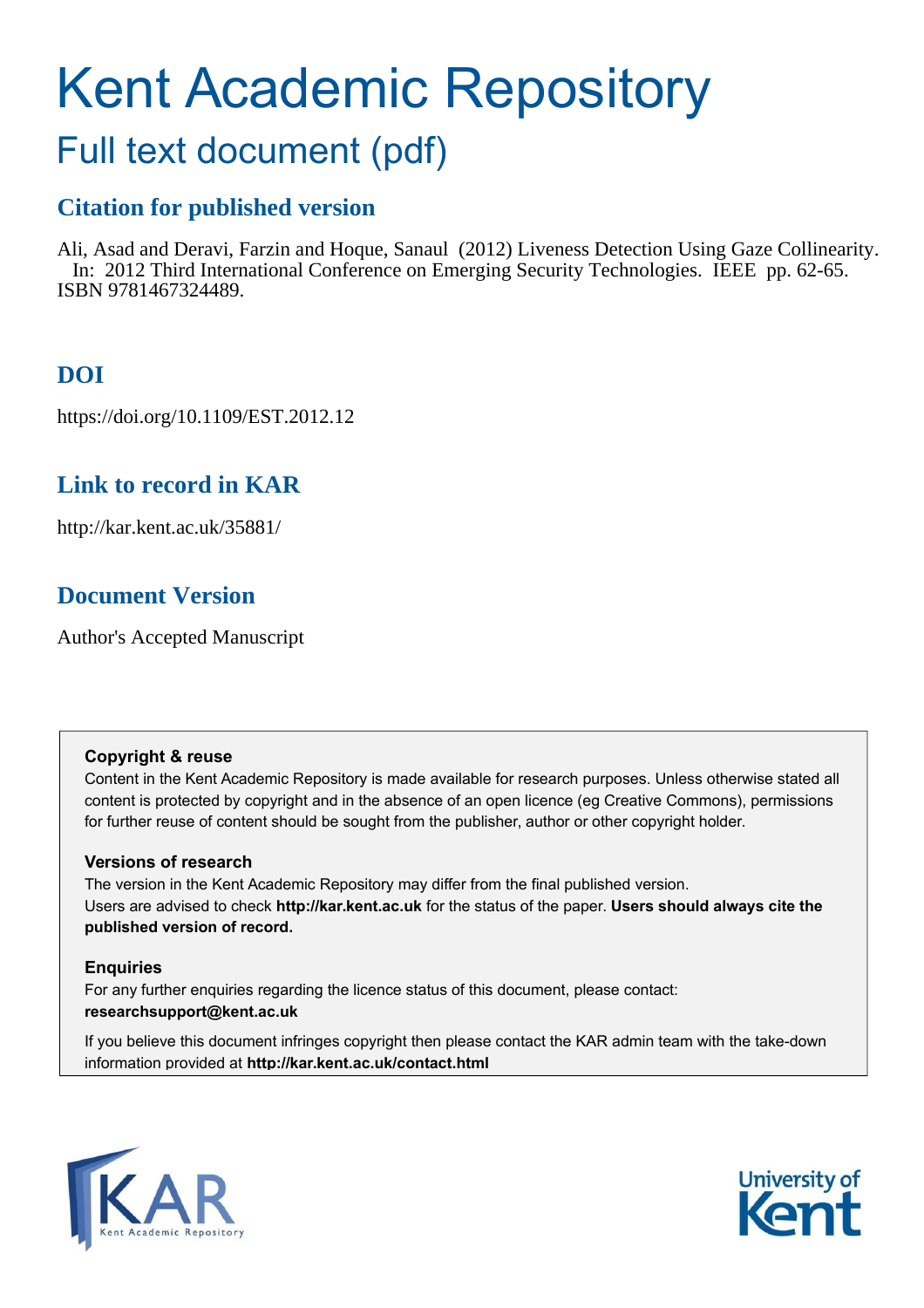# Kent Academic Repository

## Full text document (pdf)

### Citation for published version

Ali, Asad and Deravi, Farzin and Hoque, Sanaul (2012) Liveness Detection Using Gaze Collinearity. In: 2012 Third International Conference on Emerging Security Technologies. IEEE pp. 62-65. ISBN 9781467324489.

### DOI

https://doi.org/10.1109/EST.2012.12

### Link to record in KAR

http://kar.kent.ac.uk/35881/

### Document Version

Author's Accepted Manuscript

**Copyright & reuse**

Content in the Kent Academic Repository is made available for research purposes. Unless otherwise stated all content is protected by copyright and in the absence of an open licence (eg Creative Commons), permissions for further reuse of content should be sought from the publisher, author or other copyright holder.

**Versions of research**

The version in the Kent Academic Repository may differ from the final published version. Users are advised to check **http://kar.kent.ac.uk** for the status of the paper. **Users should always cite the published version of record.**

**Enquiries**

For any further enquiries regarding the licence status of this document, please contact: **researchsupport@kent.ac.uk**

If you believe this document infringes copyright then please contact the KAR admin team with the take-down information provided at **http://kar.kent.ac.uk/contact.html**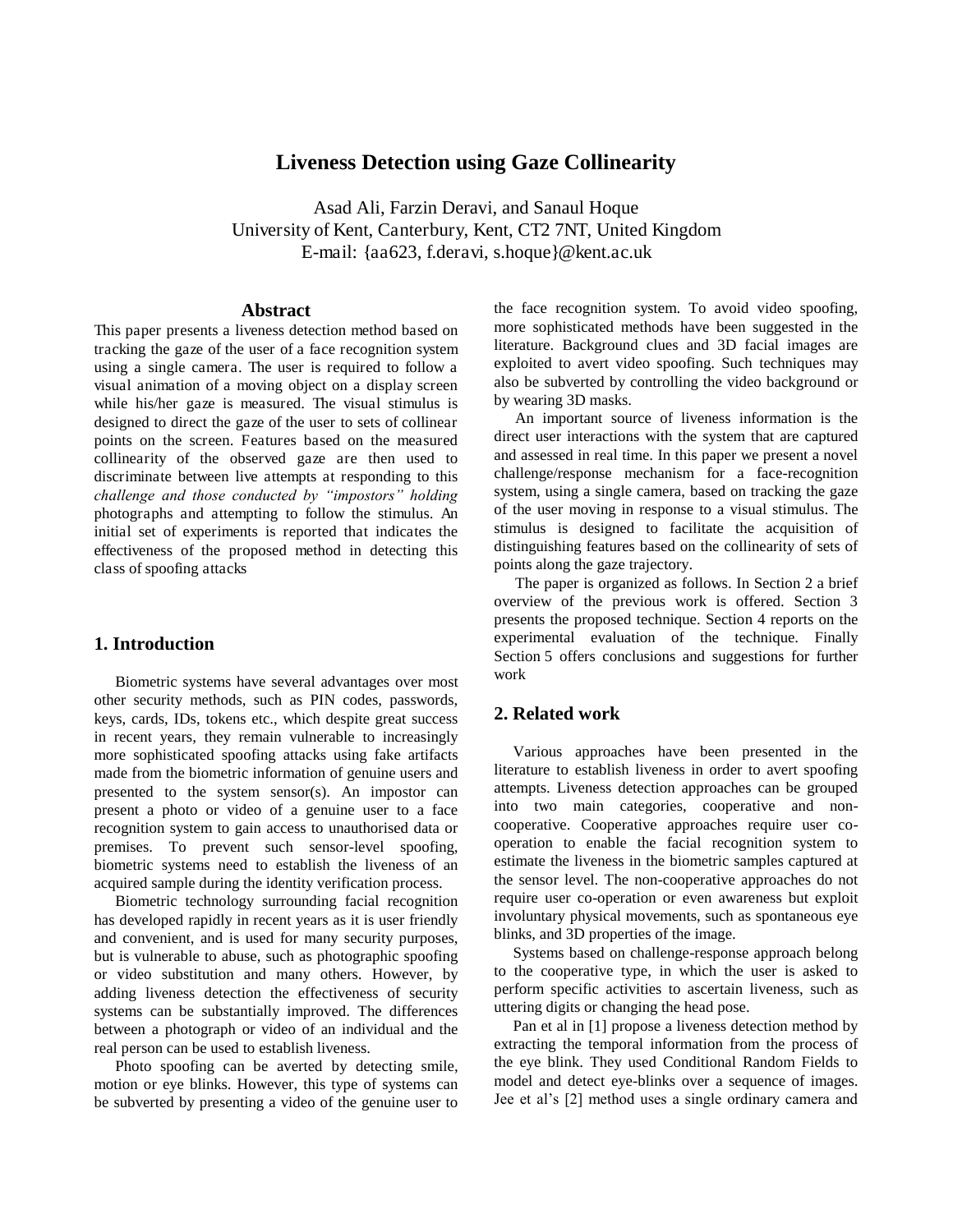# Liveness Detection using Gaze Collinearity

Asad Ali, Farzin Deravi, and Sanaul Hoque
University of Kent, Canterbury, Kent, CT2 7NT, United Kingdom
E-mail: {aa623, f.deravi, s.hoque}@kent.ac.uk

## Abstract

This paper presents a liveness detection method based on tracking the gaze of the user of a face recognition system using a single camera. The user is required to follow a visual animation of a moving object on a display screen while his/her gaze is measured. The visual stimulus is designed to direct the gaze of the user to sets of collinear points on the screen. Features based on the measured collinearity of the observed gaze are then used to discriminate between live attempts at responding to this *challenge and those conducted by "impostors" holding* photographs and attempting to follow the stimulus. An initial set of experiments is reported that indicates the effectiveness of the proposed method in detecting this class of spoofing attacks

## 1. Introduction

Biometric systems have several advantages over most other security methods, such as PIN codes, passwords, keys, cards, IDs, tokens etc., which despite great success in recent years, they remain vulnerable to increasingly more sophisticated spoofing attacks using fake artifacts made from the biometric information of genuine users and presented to the system sensor(s). An impostor can present a photo or video of a genuine user to a face recognition system to gain access to unauthorised data or premises. To prevent such sensor-level spoofing, biometric systems need to establish the liveness of an acquired sample during the identity verification process.

Biometric technology surrounding facial recognition has developed rapidly in recent years as it is user friendly and convenient, and is used for many security purposes, but is vulnerable to abuse, such as photographic spoofing or video substitution and many others. However, by adding liveness detection the effectiveness of security systems can be substantially improved. The differences between a photograph or video of an individual and the real person can be used to establish liveness.

Photo spoofing can be averted by detecting smile, motion or eye blinks. However, this type of systems can be subverted by presenting a video of the genuine user to the face recognition system. To avoid video spoofing, more sophisticated methods have been suggested in the literature. Background clues and 3D facial images are exploited to avert video spoofing. Such techniques may also be subverted by controlling the video background or by wearing 3D masks.

An important source of liveness information is the direct user interactions with the system that are captured and assessed in real time. In this paper we present a novel challenge/response mechanism for a face-recognition system, using a single camera, based on tracking the gaze of the user moving in response to a visual stimulus. The stimulus is designed to facilitate the acquisition of distinguishing features based on the collinearity of sets of points along the gaze trajectory.

The paper is organized as follows. In Section 2 a brief overview of the previous work is offered. Section 3 presents the proposed technique. Section 4 reports on the experimental evaluation of the technique. Finally Section 5 offers conclusions and suggestions for further work

## 2. Related work

Various approaches have been presented in the literature to establish liveness in order to avert spoofing attempts. Liveness detection approaches can be grouped into two main categories, cooperative and non-cooperative. Cooperative approaches require user co-operation to enable the facial recognition system to estimate the liveness in the biometric samples captured at the sensor level. The non-cooperative approaches do not require user co-operation or even awareness but exploit involuntary physical movements, such as spontaneous eye blinks, and 3D properties of the image.

Systems based on challenge-response approach belong to the cooperative type, in which the user is asked to perform specific activities to ascertain liveness, such as uttering digits or changing the head pose.

Pan et al in [1] propose a liveness detection method by extracting the temporal information from the process of the eye blink. They used Conditional Random Fields to model and detect eye-blinks over a sequence of images. Jee et al's [2] method uses a single ordinary camera and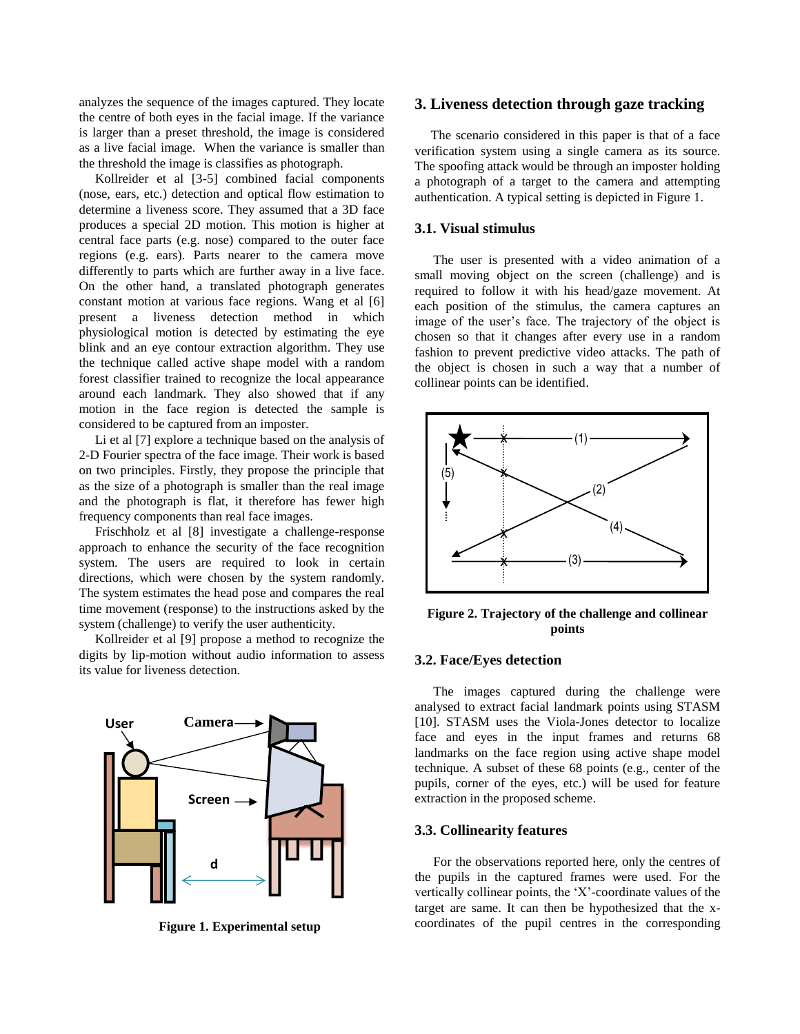analyzes the sequence of the images captured. They locate the centre of both eyes in the facial image. If the variance is larger than a preset threshold, the image is considered as a live facial image. When the variance is smaller than the threshold the image is classifies as photograph.

Kollreider et al [3-5] combined facial components (nose, ears, etc.) detection and optical flow estimation to determine a liveness score. They assumed that a 3D face produces a special 2D motion. This motion is higher at central face parts (e.g. nose) compared to the outer face regions (e.g. ears). Parts nearer to the camera move differently to parts which are further away in a live face. On the other hand, a translated photograph generates constant motion at various face regions. Wang et al [6] present a liveness detection method in which physiological motion is detected by estimating the eye blink and an eye contour extraction algorithm. They use the technique called active shape model with a random forest classifier trained to recognize the local appearance around each landmark. They also showed that if any motion in the face region is detected the sample is considered to be captured from an imposter.

Li et al [7] explore a technique based on the analysis of 2-D Fourier spectra of the face image. Their work is based on two principles. Firstly, they propose the principle that as the size of a photograph is smaller than the real image and the photograph is flat, it therefore has fewer high frequency components than real face images.

Frischholz et al [8] investigate a challenge-response approach to enhance the security of the face recognition system. The users are required to look in certain directions, which were chosen by the system randomly. The system estimates the head pose and compares the real time movement (response) to the instructions asked by the system (challenge) to verify the user authenticity.

Kollreider et al [9] propose a method to recognize the digits by lip-motion without audio information to assess its value for liveness detection.

**Figure 1. Experimental setup**

## 3. Liveness detection through gaze tracking

The scenario considered in this paper is that of a face verification system using a single camera as its source. The spoofing attack would be through an imposter holding a photograph of a target to the camera and attempting authentication. A typical setting is depicted in Figure 1.

### 3.1. Visual stimulus

The user is presented with a video animation of a small moving object on the screen (challenge) and is required to follow it with his head/gaze movement. At each position of the stimulus, the camera captures an image of the user's face. The trajectory of the object is chosen so that it changes after every use in a random fashion to prevent predictive video attacks. The path of the object is chosen in such a way that a number of collinear points can be identified.

**Figure 2. Trajectory of the challenge and collinear points**

### 3.2. Face/Eyes detection

The images captured during the challenge were analysed to extract facial landmark points using STASM [10]. STASM uses the Viola-Jones detector to localize face and eyes in the input frames and returns 68 landmarks on the face region using active shape model technique. A subset of these 68 points (e.g., center of the pupils, corner of the eyes, etc.) will be used for feature extraction in the proposed scheme.

### 3.3. Collinearity features

For the observations reported here, only the centres of the pupils in the captured frames were used. For the vertically collinear points, the 'X'-coordinate values of the target are same. It can then be hypothesized that the x-coordinates of the pupil centres in the corresponding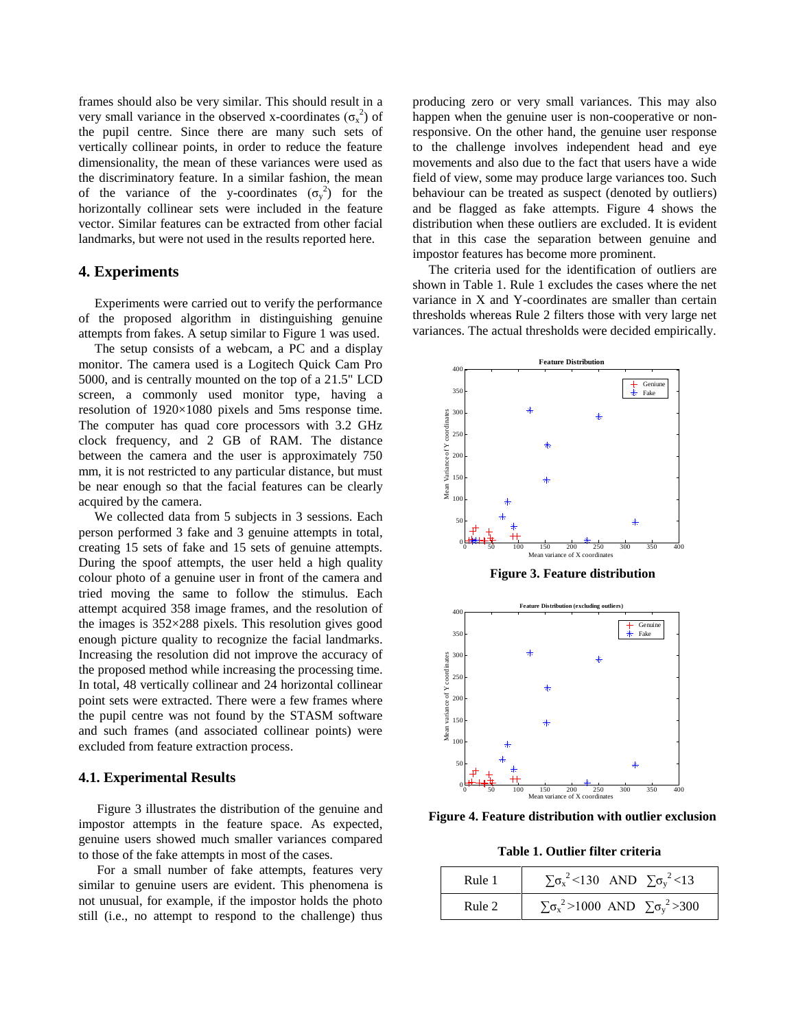frames should also be very similar. This should result in a very small variance in the observed x-coordinates ($\sigma_x^2$) of the pupil centre. Since there are many such sets of vertically collinear points, in order to reduce the feature dimensionality, the mean of these variances were used as the discriminatory feature. In a similar fashion, the mean of the variance of the y-coordinates ($\sigma_y^2$) for the horizontally collinear sets were included in the feature vector. Similar features can be extracted from other facial landmarks, but were not used in the results reported here.

## 4. Experiments

Experiments were carried out to verify the performance of the proposed algorithm in distinguishing genuine attempts from fakes. A setup similar to Figure 1 was used.

The setup consists of a webcam, a PC and a display monitor. The camera used is a Logitech Quick Cam Pro 5000, and is centrally mounted on the top of a 21.5" LCD screen, a commonly used monitor type, having a resolution of 1920×1080 pixels and 5ms response time. The computer has quad core processors with 3.2 GHz clock frequency, and 2 GB of RAM. The distance between the camera and the user is approximately 750 mm, it is not restricted to any particular distance, but must be near enough so that the facial features can be clearly acquired by the camera.

We collected data from 5 subjects in 3 sessions. Each person performed 3 fake and 3 genuine attempts in total, creating 15 sets of fake and 15 sets of genuine attempts. During the spoof attempts, the user held a high quality colour photo of a genuine user in front of the camera and tried moving the same to follow the stimulus. Each attempt acquired 358 image frames, and the resolution of the images is 352×288 pixels. This resolution gives good enough picture quality to recognize the facial landmarks. Increasing the resolution did not improve the accuracy of the proposed method while increasing the processing time. In total, 48 vertically collinear and 24 horizontal collinear point sets were extracted. There were a few frames where the pupil centre was not found by the STASM software and such frames (and associated collinear points) were excluded from feature extraction process.

### 4.1. Experimental Results

Figure 3 illustrates the distribution of the genuine and impostor attempts in the feature space. As expected, genuine users showed much smaller variances compared to those of the fake attempts in most of the cases.

For a small number of fake attempts, features very similar to genuine users are evident. This phenomena is not unusual, for example, if the impostor holds the photo still (i.e., no attempt to respond to the challenge) thus producing zero or very small variances. This may also happen when the genuine user is non-cooperative or non-responsive. On the other hand, the genuine user response to the challenge involves independent head and eye movements and also due to the fact that users have a wide field of view, some may produce large variances too. Such behaviour can be treated as suspect (denoted by outliers) and be flagged as fake attempts. Figure 4 shows the distribution when these outliers are excluded. It is evident that in this case the separation between genuine and impostor features has become more prominent.

The criteria used for the identification of outliers are shown in Table 1. Rule 1 excludes the cases where the net variance in X and Y-coordinates are smaller than certain thresholds whereas Rule 2 filters those with very large net variances. The actual thresholds were decided empirically.

**Figure 3. Feature distribution**

**Figure 4. Feature distribution with outlier exclusion**

**Table 1. Outlier filter criteria**

| | |
|---|---|
| Rule 1 | $\sum\sigma_x^2 < 130$ AND $\sum\sigma_y^2 < 13$ |
| Rule 2 | $\sum\sigma_x^2 > 1000$ AND $\sum\sigma_y^2 > 300$ |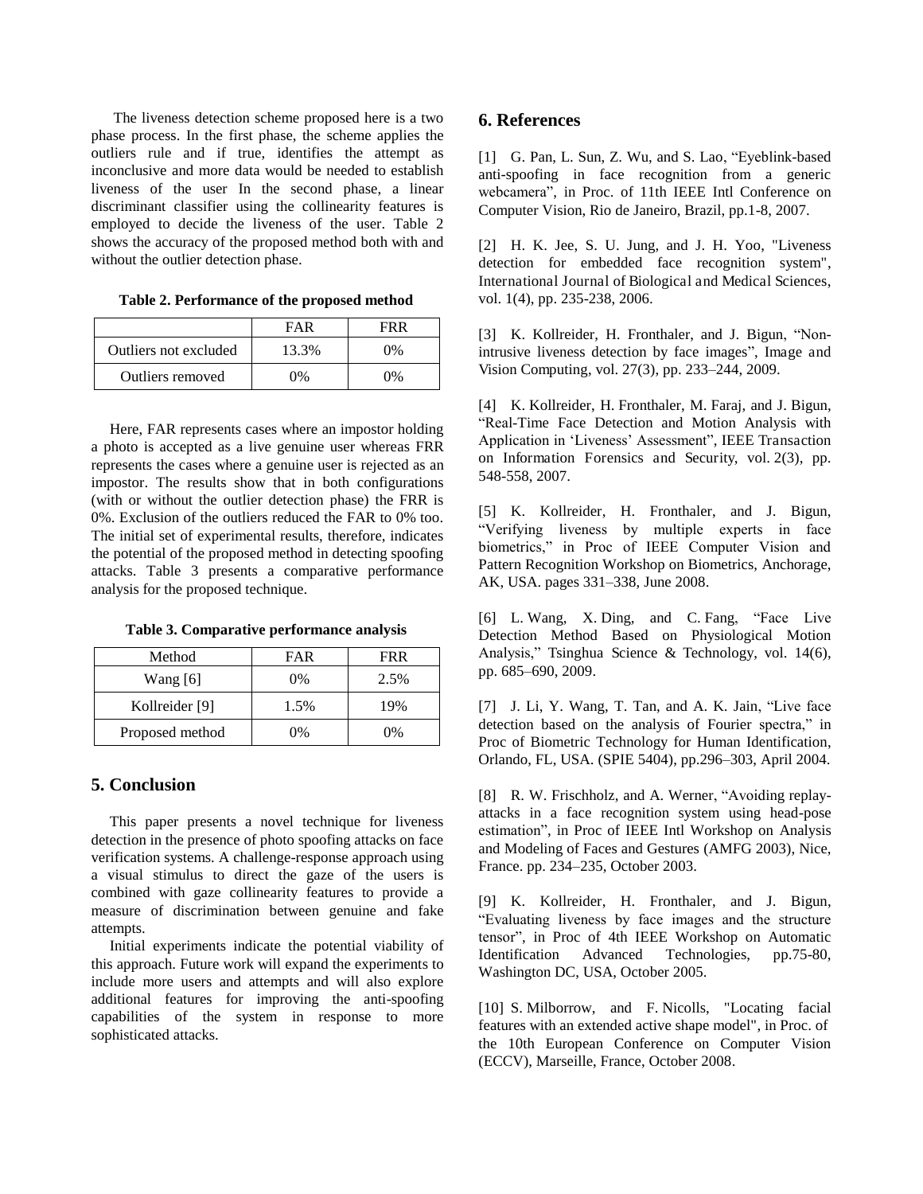The liveness detection scheme proposed here is a two phase process. In the first phase, the scheme applies the outliers rule and if true, identifies the attempt as inconclusive and more data would be needed to establish liveness of the user In the second phase, a linear discriminant classifier using the collinearity features is employed to decide the liveness of the user. Table 2 shows the accuracy of the proposed method both with and without the outlier detection phase.

**Table 2. Performance of the proposed method**

| | FAR | FRR |
|---|---|---|
| Outliers not excluded | 13.3% | 0% |
| Outliers removed | 0% | 0% |

Here, FAR represents cases where an impostor holding a photo is accepted as a live genuine user whereas FRR represents the cases where a genuine user is rejected as an impostor. The results show that in both configurations (with or without the outlier detection phase) the FRR is 0%. Exclusion of the outliers reduced the FAR to 0% too. The initial set of experimental results, therefore, indicates the potential of the proposed method in detecting spoofing attacks. Table 3 presents a comparative performance analysis for the proposed technique.

**Table 3. Comparative performance analysis**

| Method | FAR | FRR |
|---|---|---|
| Wang [6] | 0% | 2.5% |
| Kollreider [9] | 1.5% | 19% |
| Proposed method | 0% | 0% |

## 5. Conclusion

This paper presents a novel technique for liveness detection in the presence of photo spoofing attacks on face verification systems. A challenge-response approach using a visual stimulus to direct the gaze of the users is combined with gaze collinearity features to provide a measure of discrimination between genuine and fake attempts.

Initial experiments indicate the potential viability of this approach. Future work will expand the experiments to include more users and attempts and will also explore additional features for improving the anti-spoofing capabilities of the system in response to more sophisticated attacks.

## 6. References

[1] G. Pan, L. Sun, Z. Wu, and S. Lao, "Eyeblink-based anti-spoofing in face recognition from a generic webcamera", in Proc. of 11th IEEE Intl Conference on Computer Vision, Rio de Janeiro, Brazil, pp.1-8, 2007.

[2] H. K. Jee, S. U. Jung, and J. H. Yoo, "Liveness detection for embedded face recognition system", International Journal of Biological and Medical Sciences, vol. 1(4), pp. 235-238, 2006.

[3] K. Kollreider, H. Fronthaler, and J. Bigun, "Non-intrusive liveness detection by face images", Image and Vision Computing, vol. 27(3), pp. 233–244, 2009.

[4] K. Kollreider, H. Fronthaler, M. Faraj, and J. Bigun, "Real-Time Face Detection and Motion Analysis with Application in 'Liveness' Assessment", IEEE Transaction on Information Forensics and Security, vol. 2(3), pp. 548-558, 2007.

[5] K. Kollreider, H. Fronthaler, and J. Bigun, "Verifying liveness by multiple experts in face biometrics," in Proc of IEEE Computer Vision and Pattern Recognition Workshop on Biometrics, Anchorage, AK, USA. pages 331–338, June 2008.

[6] L. Wang, X. Ding, and C. Fang, "Face Live Detection Method Based on Physiological Motion Analysis," Tsinghua Science & Technology, vol. 14(6), pp. 685–690, 2009.

[7] J. Li, Y. Wang, T. Tan, and A. K. Jain, "Live face detection based on the analysis of Fourier spectra," in Proc of Biometric Technology for Human Identification, Orlando, FL, USA. (SPIE 5404), pp.296–303, April 2004.

[8] R. W. Frischholz, and A. Werner, "Avoiding replay-attacks in a face recognition system using head-pose estimation", in Proc of IEEE Intl Workshop on Analysis and Modeling of Faces and Gestures (AMFG 2003), Nice, France. pp. 234–235, October 2003.

[9] K. Kollreider, H. Fronthaler, and J. Bigun, "Evaluating liveness by face images and the structure tensor", in Proc of 4th IEEE Workshop on Automatic Identification Advanced Technologies, pp.75-80, Washington DC, USA, October 2005.

[10] S. Milborrow, and F. Nicolls, "Locating facial features with an extended active shape model", in Proc. of the 10th European Conference on Computer Vision (ECCV), Marseille, France, October 2008.